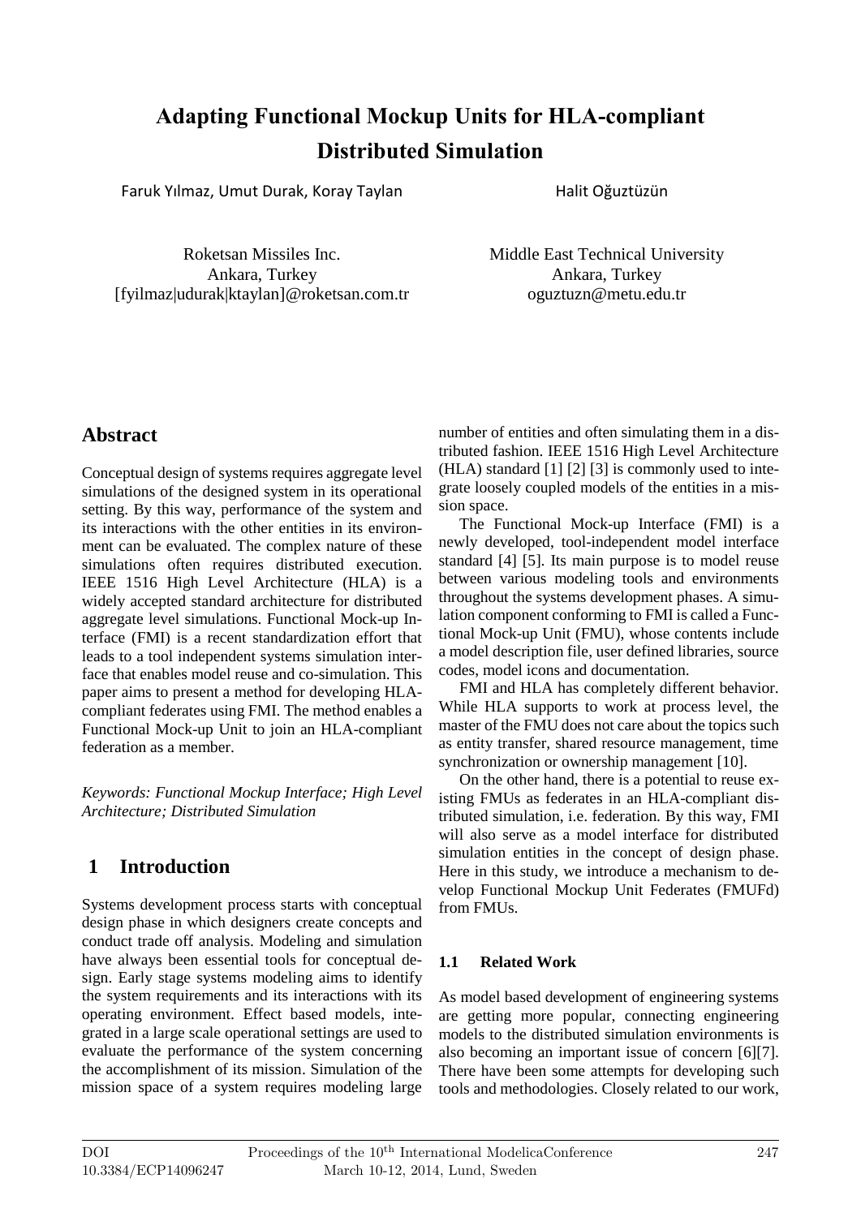# Adapting Functional Mockup Units for HLA-compliant Distributed Simulation

Faruk Yılmaz, Umut Durak, Koray Taylan

Roketsan Missiles Inc.
Ankara, Turkey
[fyilmaz|udurak|ktaylan]@roketsan.com.tr

Halit Oğuztüzün

Middle East Technical University
Ankara, Turkey
oguztuzn@metu.edu.tr

## Abstract

Conceptual design of systems requires aggregate level simulations of the designed system in its operational setting. By this way, performance of the system and its interactions with the other entities in its environment can be evaluated. The complex nature of these simulations often requires distributed execution. IEEE 1516 High Level Architecture (HLA) is a widely accepted standard architecture for distributed aggregate level simulations. Functional Mock-up Interface (FMI) is a recent standardization effort that leads to a tool independent systems simulation interface that enables model reuse and co-simulation. This paper aims to present a method for developing HLA-compliant federates using FMI. The method enables a Functional Mock-up Unit to join an HLA-compliant federation as a member.

*Keywords: Functional Mockup Interface; High Level Architecture; Distributed Simulation*

## 1 Introduction

Systems development process starts with conceptual design phase in which designers create concepts and conduct trade off analysis. Modeling and simulation have always been essential tools for conceptual design. Early stage systems modeling aims to identify the system requirements and its interactions with its operating environment. Effect based models, integrated in a large scale operational settings are used to evaluate the performance of the system concerning the accomplishment of its mission. Simulation of the mission space of a system requires modeling large number of entities and often simulating them in a distributed fashion. IEEE 1516 High Level Architecture (HLA) standard [1] [2] [3] is commonly used to integrate loosely coupled models of the entities in a mission space.

The Functional Mock-up Interface (FMI) is a newly developed, tool-independent model interface standard [4] [5]. Its main purpose is to model reuse between various modeling tools and environments throughout the systems development phases. A simulation component conforming to FMI is called a Functional Mock-up Unit (FMU), whose contents include a model description file, user defined libraries, source codes, model icons and documentation.

FMI and HLA has completely different behavior. While HLA supports to work at process level, the master of the FMU does not care about the topics such as entity transfer, shared resource management, time synchronization or ownership management [10].

On the other hand, there is a potential to reuse existing FMUs as federates in an HLA-compliant distributed simulation, i.e. federation. By this way, FMI will also serve as a model interface for distributed simulation entities in the concept of design phase. Here in this study, we introduce a mechanism to develop Functional Mockup Unit Federates (FMUFd) from FMUs.

### 1.1 Related Work

As model based development of engineering systems are getting more popular, connecting engineering models to the distributed simulation environments is also becoming an important issue of concern [6][7]. There have been some attempts for developing such tools and methodologies. Closely related to our work,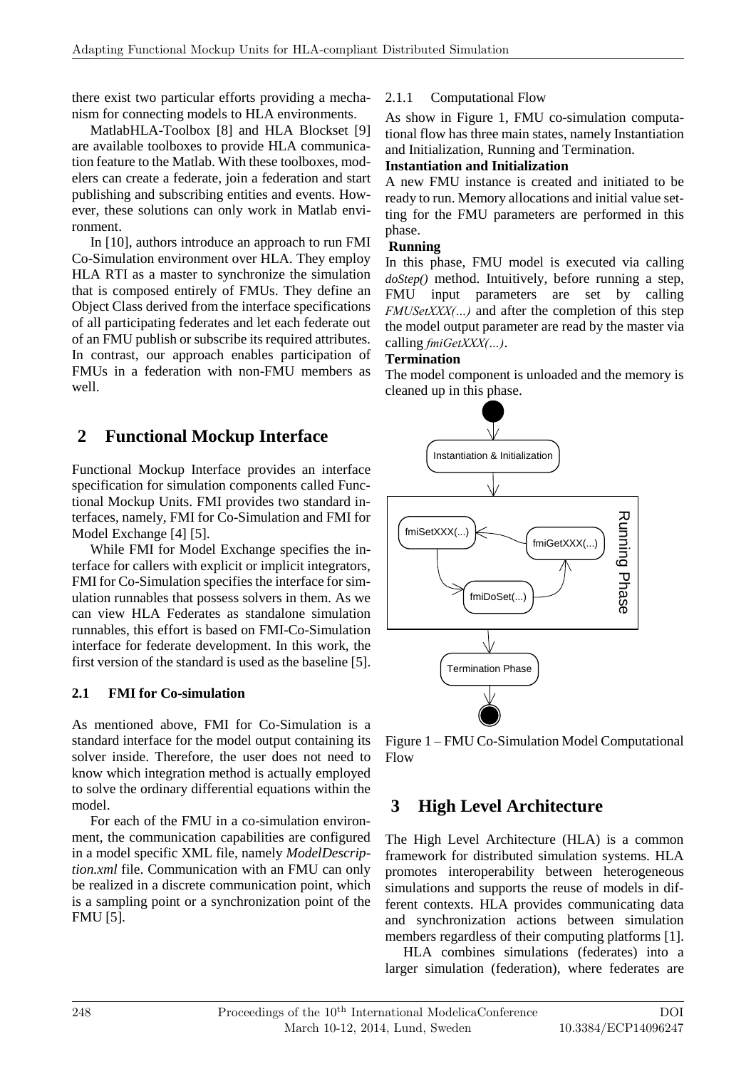there exist two particular efforts providing a mechanism for connecting models to HLA environments.

MatlabHLA-Toolbox [8] and HLA Blockset [9] are available toolboxes to provide HLA communication feature to the Matlab. With these toolboxes, modelers can create a federate, join a federation and start publishing and subscribing entities and events. However, these solutions can only work in Matlab environment.

In [10], authors introduce an approach to run FMI Co-Simulation environment over HLA. They employ HLA RTI as a master to synchronize the simulation that is composed entirely of FMUs. They define an Object Class derived from the interface specifications of all participating federates and let each federate out of an FMU publish or subscribe its required attributes. In contrast, our approach enables participation of FMUs in a federation with non-FMU members as well.

## 2 Functional Mockup Interface

Functional Mockup Interface provides an interface specification for simulation components called Functional Mockup Units. FMI provides two standard interfaces, namely, FMI for Co-Simulation and FMI for Model Exchange [4] [5].

While FMI for Model Exchange specifies the interface for callers with explicit or implicit integrators, FMI for Co-Simulation specifies the interface for simulation runnables that possess solvers in them. As we can view HLA Federates as standalone simulation runnables, this effort is based on FMI-Co-Simulation interface for federate development. In this work, the first version of the standard is used as the baseline [5].

### 2.1 FMI for Co-simulation

As mentioned above, FMI for Co-Simulation is a standard interface for the model output containing its solver inside. Therefore, the user does not need to know which integration method is actually employed to solve the ordinary differential equations within the model.

For each of the FMU in a co-simulation environment, the communication capabilities are configured in a model specific XML file, namely *ModelDescription.xml* file. Communication with an FMU can only be realized in a discrete communication point, which is a sampling point or a synchronization point of the FMU [5].

#### 2.1.1 Computational Flow

As show in Figure 1, FMU co-simulation computational flow has three main states, namely Instantiation and Initialization, Running and Termination.

**Instantiation and Initialization**

A new FMU instance is created and initiated to be ready to run. Memory allocations and initial value setting for the FMU parameters are performed in this phase.

**Running**

In this phase, FMU model is executed via calling *doStep()* method. Intuitively, before running a step, FMU input parameters are set by calling *FMUSetXXX(...)* and after the completion of this step the model output parameter are read by the master via calling *fmiGetXXX(...)*.

**Termination**

The model component is unloaded and the memory is cleaned up in this phase.

Figure 1 – FMU Co-Simulation Model Computational Flow

## 3 High Level Architecture

The High Level Architecture (HLA) is a common framework for distributed simulation systems. HLA promotes interoperability between heterogeneous simulations and supports the reuse of models in different contexts. HLA provides communicating data and synchronization actions between simulation members regardless of their computing platforms [1].

HLA combines simulations (federates) into a larger simulation (federation), where federates are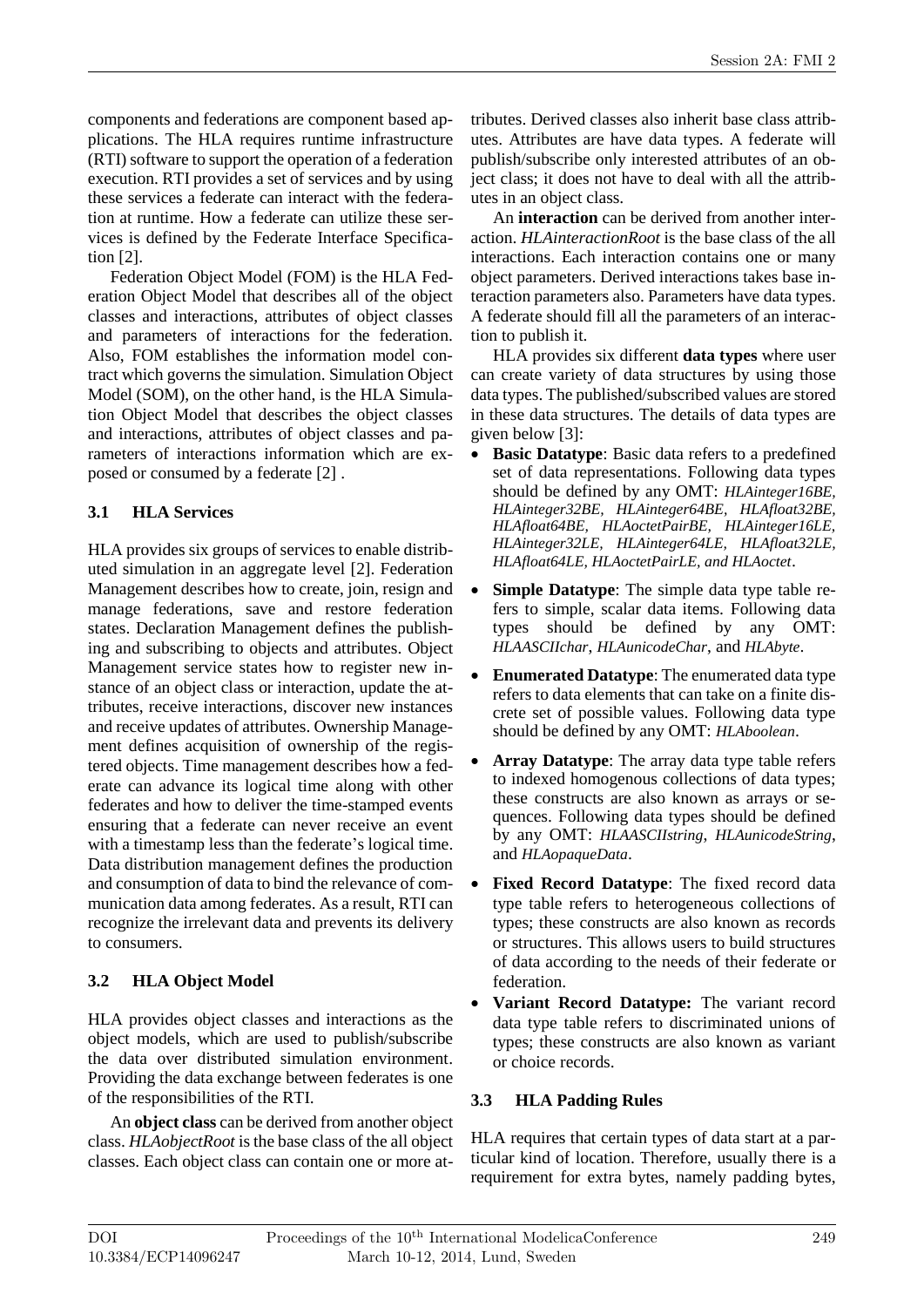components and federations are component based applications. The HLA requires runtime infrastructure (RTI) software to support the operation of a federation execution. RTI provides a set of services and by using these services a federate can interact with the federation at runtime. How a federate can utilize these services is defined by the Federate Interface Specification [2].

Federation Object Model (FOM) is the HLA Federation Object Model that describes all of the object classes and interactions, attributes of object classes and parameters of interactions for the federation. Also, FOM establishes the information model contract which governs the simulation. Simulation Object Model (SOM), on the other hand, is the HLA Simulation Object Model that describes the object classes and interactions, attributes of object classes and parameters of interactions information which are exposed or consumed by a federate [2] .

### 3.1 HLA Services

HLA provides six groups of services to enable distributed simulation in an aggregate level [2]. Federation Management describes how to create, join, resign and manage federations, save and restore federation states. Declaration Management defines the publishing and subscribing to objects and attributes. Object Management service states how to register new instance of an object class or interaction, update the attributes, receive interactions, discover new instances and receive updates of attributes. Ownership Management defines acquisition of ownership of the registered objects. Time management describes how a federate can advance its logical time along with other federates and how to deliver the time-stamped events ensuring that a federate can never receive an event with a timestamp less than the federate's logical time. Data distribution management defines the production and consumption of data to bind the relevance of communication data among federates. As a result, RTI can recognize the irrelevant data and prevents its delivery to consumers.

### 3.2 HLA Object Model

HLA provides object classes and interactions as the object models, which are used to publish/subscribe the data over distributed simulation environment. Providing the data exchange between federates is one of the responsibilities of the RTI.

An **object class** can be derived from another object class. *HLAobjectRoot* is the base class of the all object classes. Each object class can contain one or more attributes. Derived classes also inherit base class attributes. Attributes are have data types. A federate will publish/subscribe only interested attributes of an object class; it does not have to deal with all the attributes in an object class.

An **interaction** can be derived from another interaction. *HLAinteractionRoot* is the base class of the all interactions. Each interaction contains one or many object parameters. Derived interactions takes base interaction parameters also. Parameters have data types. A federate should fill all the parameters of an interaction to publish it.

HLA provides six different **data types** where user can create variety of data structures by using those data types. The published/subscribed values are stored in these data structures. The details of data types are given below [3]:

- **Basic Datatype**: Basic data refers to a predefined set of data representations. Following data types should be defined by any OMT: *HLAinteger16BE, HLAinteger32BE, HLAinteger64BE, HLAfloat32BE, HLAfloat64BE, HLAoctetPairBE, HLAinteger16LE, HLAinteger32LE, HLAinteger64LE, HLAfloat32LE, HLAfloat64LE, HLAoctetPairLE, and HLAoctet*.
- **Simple Datatype**: The simple data type table refers to simple, scalar data items. Following data types should be defined by any OMT: *HLAASCIIchar*, *HLAunicodeChar*, and *HLAbyte*.
- **Enumerated Datatype**: The enumerated data type refers to data elements that can take on a finite discrete set of possible values. Following data type should be defined by any OMT: *HLAboolean*.
- **Array Datatype**: The array data type table refers to indexed homogenous collections of data types; these constructs are also known as arrays or sequences. Following data types should be defined by any OMT: *HLAASCIIstring*, *HLAunicodeString*, and *HLAopaqueData*.
- **Fixed Record Datatype**: The fixed record data type table refers to heterogeneous collections of types; these constructs are also known as records or structures. This allows users to build structures of data according to the needs of their federate or federation.
- **Variant Record Datatype:** The variant record data type table refers to discriminated unions of types; these constructs are also known as variant or choice records.

### 3.3 HLA Padding Rules

HLA requires that certain types of data start at a particular kind of location. Therefore, usually there is a requirement for extra bytes, namely padding bytes,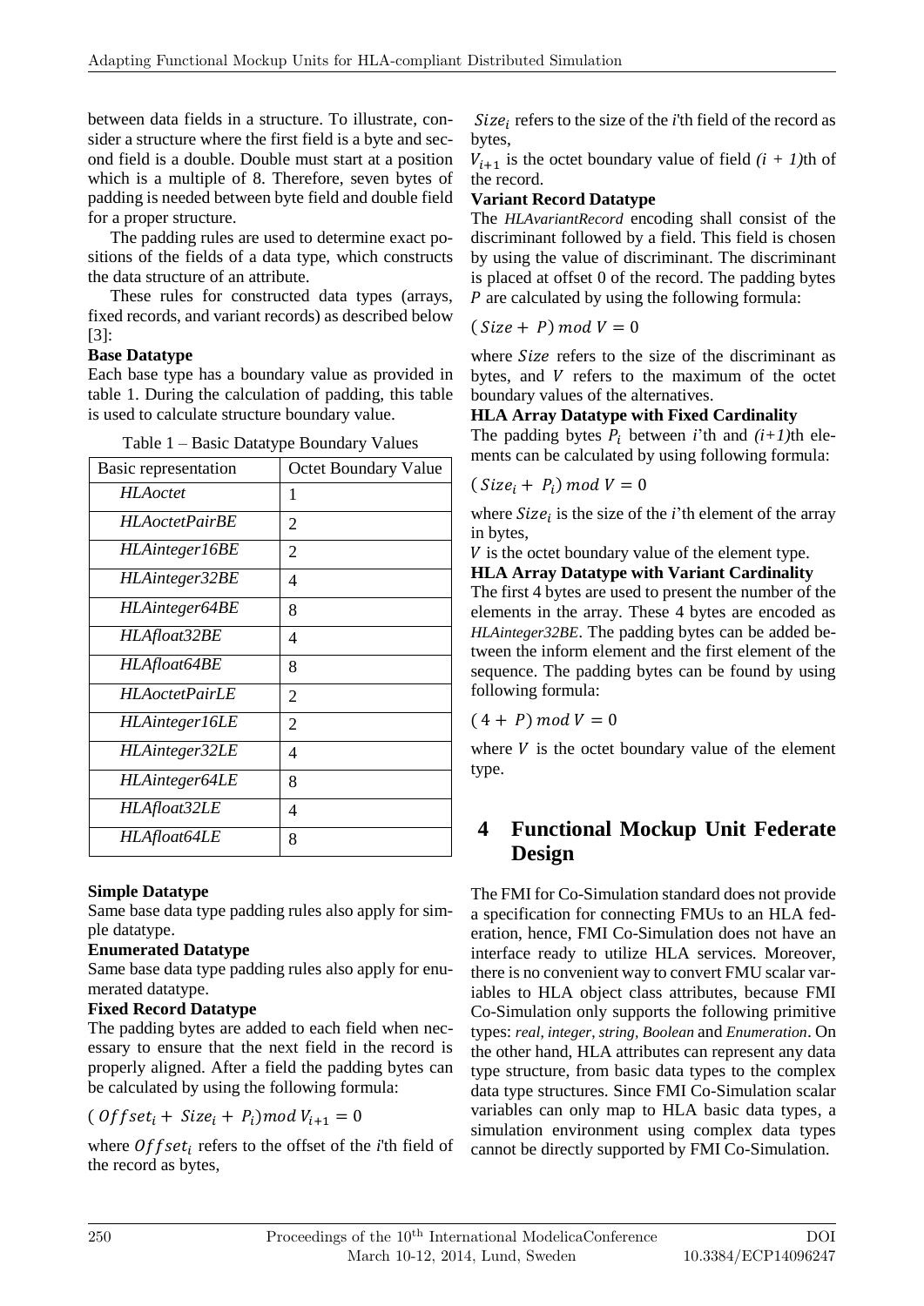between data fields in a structure. To illustrate, consider a structure where the first field is a byte and second field is a double. Double must start at a position which is a multiple of 8. Therefore, seven bytes of padding is needed between byte field and double field for a proper structure.

The padding rules are used to determine exact positions of the fields of a data type, which constructs the data structure of an attribute.

These rules for constructed data types (arrays, fixed records, and variant records) as described below [3]:

**Base Datatype**

Each base type has a boundary value as provided in table 1. During the calculation of padding, this table is used to calculate structure boundary value.

Table 1 – Basic Datatype Boundary Values

| Basic representation | Octet Boundary Value |
|---|---|
| *HLAoctet* | 1 |
| *HLAoctetPairBE* | 2 |
| *HLAinteger16BE* | 2 |
| *HLAinteger32BE* | 4 |
| *HLAinteger64BE* | 8 |
| *HLAfloat32BE* | 4 |
| *HLAfloat64BE* | 8 |
| *HLAoctetPairLE* | 2 |
| *HLAinteger16LE* | 2 |
| *HLAinteger32LE* | 4 |
| *HLAinteger64LE* | 8 |
| *HLAfloat32LE* | 4 |
| *HLAfloat64LE* | 8 |

**Simple Datatype**

Same base data type padding rules also apply for simple datatype.

**Enumerated Datatype**

Same base data type padding rules also apply for enumerated datatype.

**Fixed Record Datatype**

The padding bytes are added to each field when necessary to ensure that the next field in the record is properly aligned. After a field the padding bytes can be calculated by using the following formula:

$$(Offset_i + Size_i + P_i) \bmod V_{i+1} = 0$$

where $Offset_i$ refers to the offset of the *i*'th field of the record as bytes,

$Size_i$ refers to the size of the *i*'th field of the record as bytes,

$V_{i+1}$ is the octet boundary value of field *(i + 1)*th of the record.

**Variant Record Datatype**

The *HLAvariantRecord* encoding shall consist of the discriminant followed by a field. This field is chosen by using the value of discriminant. The discriminant is placed at offset 0 of the record. The padding bytes $P$ are calculated by using the following formula:

$$(Size + P) \bmod V = 0$$

where $Size$ refers to the size of the discriminant as bytes, and $V$ refers to the maximum of the octet boundary values of the alternatives.

**HLA Array Datatype with Fixed Cardinality**

The padding bytes $P_i$ between *i*'th and *(i+1)*th elements can be calculated by using following formula:

$$(Size_i + P_i) \bmod V = 0$$

where $Size_i$ is the size of the *i*'th element of the array in bytes,

$V$ is the octet boundary value of the element type.

**HLA Array Datatype with Variant Cardinality**

The first 4 bytes are used to present the number of the elements in the array. These 4 bytes are encoded as *HLAinteger32BE*. The padding bytes can be added between the inform element and the first element of the sequence. The padding bytes can be found by using following formula:

$$(4 + P) \bmod V = 0$$

where $V$ is the octet boundary value of the element type.

## 4 Functional Mockup Unit Federate Design

The FMI for Co-Simulation standard does not provide a specification for connecting FMUs to an HLA federation, hence, FMI Co-Simulation does not have an interface ready to utilize HLA services. Moreover, there is no convenient way to convert FMU scalar variables to HLA object class attributes, because FMI Co-Simulation only supports the following primitive types: *real*, *integer*, *string*, *Boolean* and *Enumeration*. On the other hand, HLA attributes can represent any data type structure, from basic data types to the complex data type structures. Since FMI Co-Simulation scalar variables can only map to HLA basic data types, a simulation environment using complex data types cannot be directly supported by FMI Co-Simulation.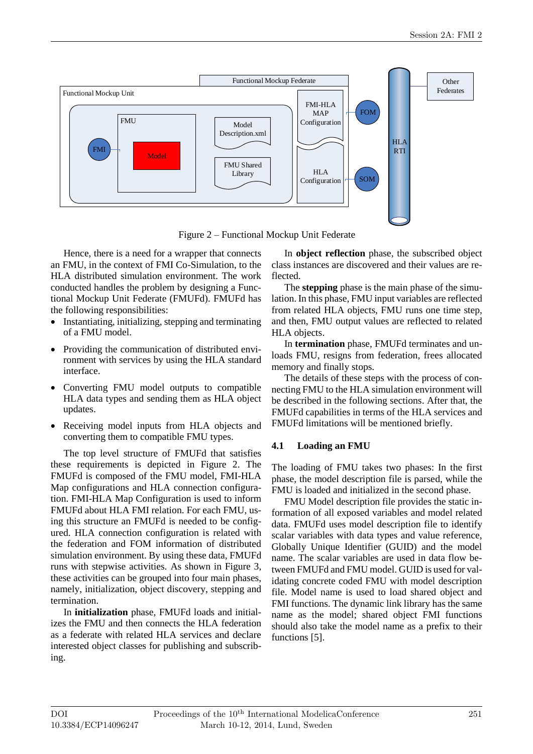Figure 2 – Functional Mockup Unit Federate

Hence, there is a need for a wrapper that connects an FMU, in the context of FMI Co-Simulation, to the HLA distributed simulation environment. The work conducted handles the problem by designing a Functional Mockup Unit Federate (FMUFd). FMUFd has the following responsibilities:

- Instantiating, initializing, stepping and terminating of a FMU model.
- Providing the communication of distributed environment with services by using the HLA standard interface.
- Converting FMU model outputs to compatible HLA data types and sending them as HLA object updates.
- Receiving model inputs from HLA objects and converting them to compatible FMU types.

The top level structure of FMUFd that satisfies these requirements is depicted in Figure 2. The FMUFd is composed of the FMU model, FMI-HLA Map configurations and HLA connection configuration. FMI-HLA Map Configuration is used to inform FMUFd about HLA FMI relation. For each FMU, using this structure an FMUFd is needed to be configured. HLA connection configuration is related with the federation and FOM information of distributed simulation environment. By using these data, FMUFd runs with stepwise activities. As shown in Figure 3, these activities can be grouped into four main phases, namely, initialization, object discovery, stepping and termination.

In **initialization** phase, FMUFd loads and initializes the FMU and then connects the HLA federation as a federate with related HLA services and declare interested object classes for publishing and subscribing.

In **object reflection** phase, the subscribed object class instances are discovered and their values are reflected.

The **stepping** phase is the main phase of the simulation. In this phase, FMU input variables are reflected from related HLA objects, FMU runs one time step, and then, FMU output values are reflected to related HLA objects.

In **termination** phase, FMUFd terminates and unloads FMU, resigns from federation, frees allocated memory and finally stops.

The details of these steps with the process of connecting FMU to the HLA simulation environment will be described in the following sections. After that, the FMUFd capabilities in terms of the HLA services and FMUFd limitations will be mentioned briefly.

### 4.1 Loading an FMU

The loading of FMU takes two phases: In the first phase, the model description file is parsed, while the FMU is loaded and initialized in the second phase.

FMU Model description file provides the static information of all exposed variables and model related data. FMUFd uses model description file to identify scalar variables with data types and value reference, Globally Unique Identifier (GUID) and the model name. The scalar variables are used in data flow between FMUFd and FMU model. GUID is used for validating concrete coded FMU with model description file. Model name is used to load shared object and FMI functions. The dynamic link library has the same name as the model; shared object FMI functions should also take the model name as a prefix to their functions [5].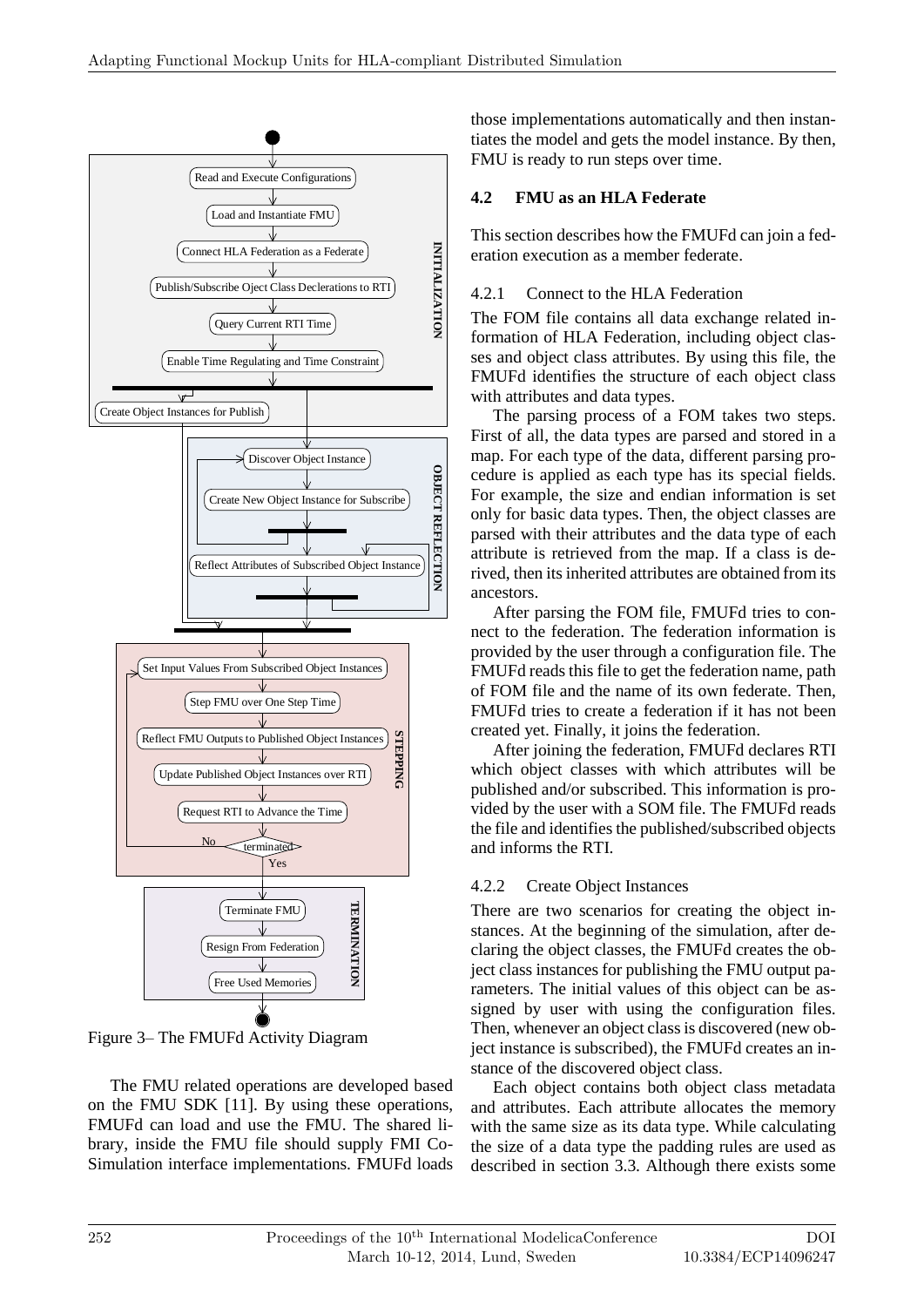Figure 3– The FMUFd Activity Diagram

The FMU related operations are developed based on the FMU SDK [11]. By using these operations, FMUFd can load and use the FMU. The shared library, inside the FMU file should supply FMI Co-Simulation interface implementations. FMUFd loads those implementations automatically and then instantiates the model and gets the model instance. By then, FMU is ready to run steps over time.

## 4.2 FMU as an HLA Federate

This section describes how the FMUFd can join a federation execution as a member federate.

### 4.2.1 Connect to the HLA Federation

The FOM file contains all data exchange related information of HLA Federation, including object classes and object class attributes. By using this file, the FMUFd identifies the structure of each object class with attributes and data types.

The parsing process of a FOM takes two steps. First of all, the data types are parsed and stored in a map. For each type of the data, different parsing procedure is applied as each type has its special fields. For example, the size and endian information is set only for basic data types. Then, the object classes are parsed with their attributes and the data type of each attribute is retrieved from the map. If a class is derived, then its inherited attributes are obtained from its ancestors.

After parsing the FOM file, FMUFd tries to connect to the federation. The federation information is provided by the user through a configuration file. The FMUFd reads this file to get the federation name, path of FOM file and the name of its own federate. Then, FMUFd tries to create a federation if it has not been created yet. Finally, it joins the federation.

After joining the federation, FMUFd declares RTI which object classes with which attributes will be published and/or subscribed. This information is provided by the user with a SOM file. The FMUFd reads the file and identifies the published/subscribed objects and informs the RTI.

### 4.2.2 Create Object Instances

There are two scenarios for creating the object instances. At the beginning of the simulation, after declaring the object classes, the FMUFd creates the object class instances for publishing the FMU output parameters. The initial values of this object can be assigned by user with using the configuration files. Then, whenever an object class is discovered (new object instance is subscribed), the FMUFd creates an instance of the discovered object class.

Each object contains both object class metadata and attributes. Each attribute allocates the memory with the same size as its data type. While calculating the size of a data type the padding rules are used as described in section 3.3. Although there exists some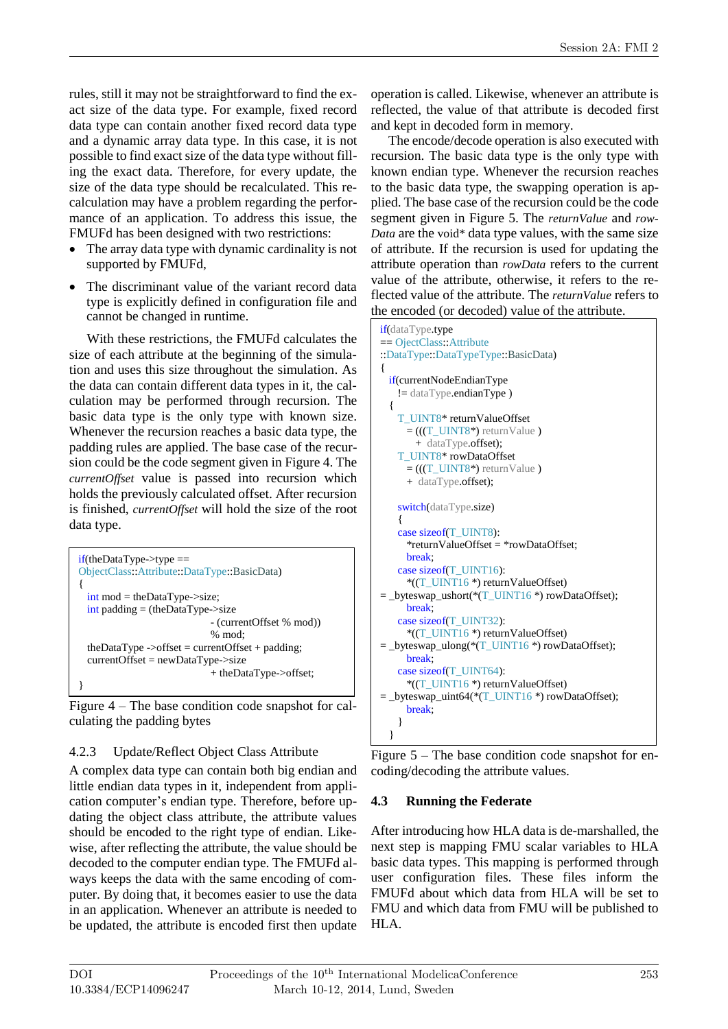rules, still it may not be straightforward to find the exact size of the data type. For example, fixed record data type can contain another fixed record data type and a dynamic array data type. In this case, it is not possible to find exact size of the data type without filling the exact data. Therefore, for every update, the size of the data type should be recalculated. This recalculation may have a problem regarding the performance of an application. To address this issue, the FMUFd has been designed with two restrictions:

- The array data type with dynamic cardinality is not supported by FMUFd,
- The discriminant value of the variant record data type is explicitly defined in configuration file and cannot be changed in runtime.

With these restrictions, the FMUFd calculates the size of each attribute at the beginning of the simulation and uses this size throughout the simulation. As the data can contain different data types in it, the calculation may be performed through recursion. The basic data type is the only type with known size. Whenever the recursion reaches a basic data type, the padding rules are applied. The base case of the recursion could be the code segment given in Figure 4. The *currentOffset* value is passed into recursion which holds the previously calculated offset. After recursion is finished, *currentOffset* will hold the size of the root data type.

```
if(theDataType->type ==
ObjectClass::Attribute::DataType::BasicData)
{
  int mod = theDataType->size;
  int padding = (theDataType->size
                          - (currentOffset % mod))
                          % mod;
  theDataType ->offset = currentOffset + padding;
  currentOffset = newDataType->size
                          + theDataType->offset;
}
```

Figure 4 – The base condition code snapshot for calculating the padding bytes

### 4.2.3 Update/Reflect Object Class Attribute

A complex data type can contain both big endian and little endian data types in it, independent from application computer's endian type. Therefore, before updating the object class attribute, the attribute values should be encoded to the right type of endian. Likewise, after reflecting the attribute, the value should be decoded to the computer endian type. The FMUFd always keeps the data with the same encoding of computer. By doing that, it becomes easier to use the data in an application. Whenever an attribute is needed to be updated, the attribute is encoded first then update operation is called. Likewise, whenever an attribute is reflected, the value of that attribute is decoded first and kept in decoded form in memory.

The encode/decode operation is also executed with recursion. The basic data type is the only type with known endian type. Whenever the recursion reaches to the basic data type, the swapping operation is applied. The base case of the recursion could be the code segment given in Figure 5. The *returnValue* and *rowData* are the void* data type values, with the same size of attribute. If the recursion is used for updating the attribute operation than *rowData* refers to the current value of the attribute, otherwise, it refers to the reflected value of the attribute. The *returnValue* refers to the encoded (or decoded) value of the attribute.

```
if(dataType.type
== OjectClass::Attribute
::DataType::DataTypeType::BasicData)
{
  if(currentNodeEndianType
     != dataType.endianType )
  {
    T_UINT8* returnValueOffset
      = (((T_UINT8*) returnValue )
        + dataType.offset);
    T_UINT8* rowDataOffset
      = (((T_UINT8*) returnValue )
      + dataType.offset);

    switch(dataType.size)
    {
    case sizeof(T_UINT8):
      *returnValueOffset = *rowDataOffset;
      break;
    case sizeof(T_UINT16):
      *((T_UINT16 *) returnValueOffset)
= _byteswap_ushort(*(T_UINT16 *) rowDataOffset);
      break;
    case sizeof(T_UINT32):
      *((T_UINT16 *) returnValueOffset)
= _byteswap_ulong(*(T_UINT16 *) rowDataOffset);
      break;
    case sizeof(T_UINT64):
      *((T_UINT16 *) returnValueOffset)
= _byteswap_uint64(*(T_UINT16 *) rowDataOffset);
      break;
    }
  }
```

Figure 5 – The base condition code snapshot for encoding/decoding the attribute values.

## 4.3 Running the Federate

After introducing how HLA data is de-marshalled, the next step is mapping FMU scalar variables to HLA basic data types. This mapping is performed through user configuration files. These files inform the FMUFd about which data from HLA will be set to FMU and which data from FMU will be published to HLA.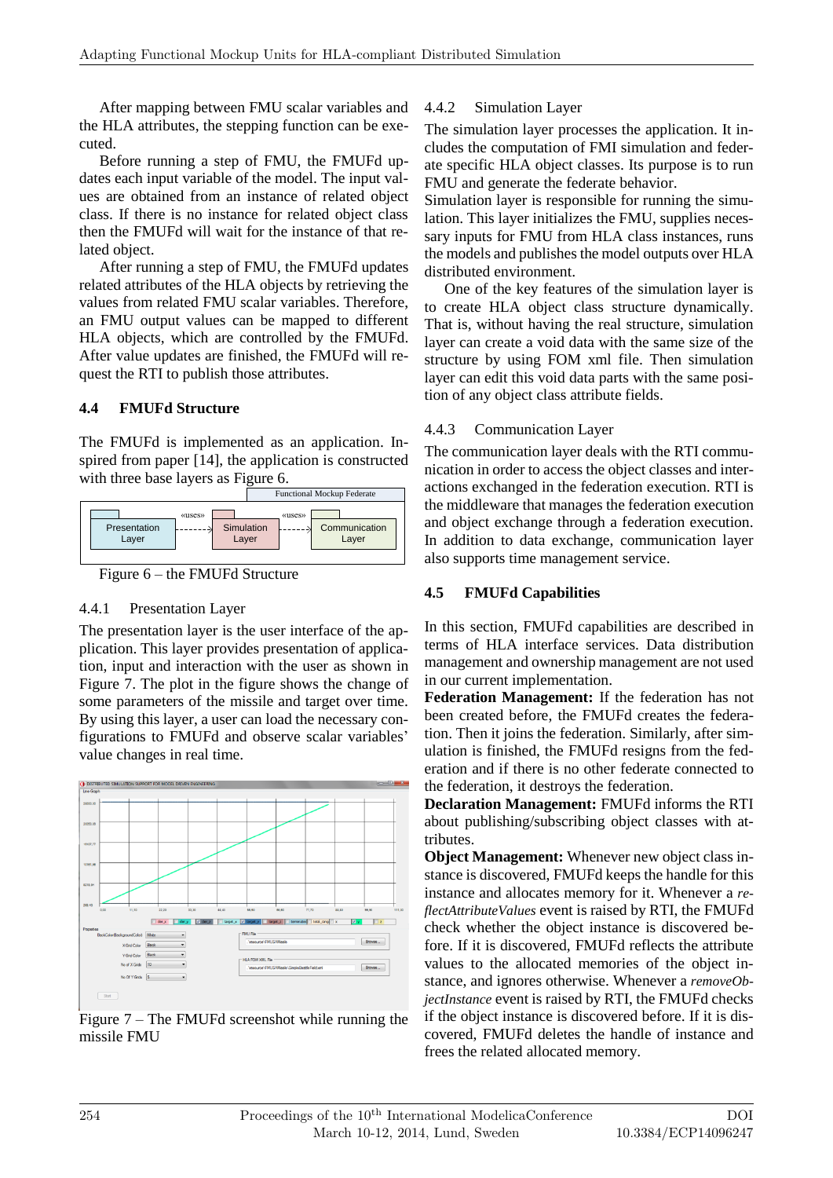After mapping between FMU scalar variables and the HLA attributes, the stepping function can be executed.

Before running a step of FMU, the FMUFd updates each input variable of the model. The input values are obtained from an instance of related object class. If there is no instance for related object class then the FMUFd will wait for the instance of that related object.

After running a step of FMU, the FMUFd updates related attributes of the HLA objects by retrieving the values from related FMU scalar variables. Therefore, an FMU output values can be mapped to different HLA objects, which are controlled by the FMUFd. After value updates are finished, the FMUFd will request the RTI to publish those attributes.

## 4.4 FMUFd Structure

The FMUFd is implemented as an application. Inspired from paper [14], the application is constructed with three base layers as Figure 6.

Figure 6 – the FMUFd Structure

### 4.4.1 Presentation Layer

The presentation layer is the user interface of the application. This layer provides presentation of application, input and interaction with the user as shown in Figure 7. The plot in the figure shows the change of some parameters of the missile and target over time. By using this layer, a user can load the necessary configurations to FMUFd and observe scalar variables' value changes in real time.

Figure 7 – The FMUFd screenshot while running the missile FMU

### 4.4.2 Simulation Layer

The simulation layer processes the application. It includes the computation of FMI simulation and federate specific HLA object classes. Its purpose is to run FMU and generate the federate behavior.

Simulation layer is responsible for running the simulation. This layer initializes the FMU, supplies necessary inputs for FMU from HLA class instances, runs the models and publishes the model outputs over HLA distributed environment.

One of the key features of the simulation layer is to create HLA object class structure dynamically. That is, without having the real structure, simulation layer can create a void data with the same size of the structure by using FOM xml file. Then simulation layer can edit this void data parts with the same position of any object class attribute fields.

### 4.4.3 Communication Layer

The communication layer deals with the RTI communication in order to access the object classes and interactions exchanged in the federation execution. RTI is the middleware that manages the federation execution and object exchange through a federation execution. In addition to data exchange, communication layer also supports time management service.

## 4.5 FMUFd Capabilities

In this section, FMUFd capabilities are described in terms of HLA interface services. Data distribution management and ownership management are not used in our current implementation.

**Federation Management:** If the federation has not been created before, the FMUFd creates the federation. Then it joins the federation. Similarly, after simulation is finished, the FMUFd resigns from the federation and if there is no other federate connected to the federation, it destroys the federation.

**Declaration Management:** FMUFd informs the RTI about publishing/subscribing object classes with attributes.

**Object Management:** Whenever new object class instance is discovered, FMUFd keeps the handle for this instance and allocates memory for it. Whenever a *reflectAttributeValues* event is raised by RTI, the FMUFd check whether the object instance is discovered before. If it is discovered, FMUFd reflects the attribute values to the allocated memories of the object instance, and ignores otherwise. Whenever a *removeObjectInstance* event is raised by RTI, the FMUFd checks if the object instance is discovered before. If it is discovered, FMUFd deletes the handle of instance and frees the related allocated memory.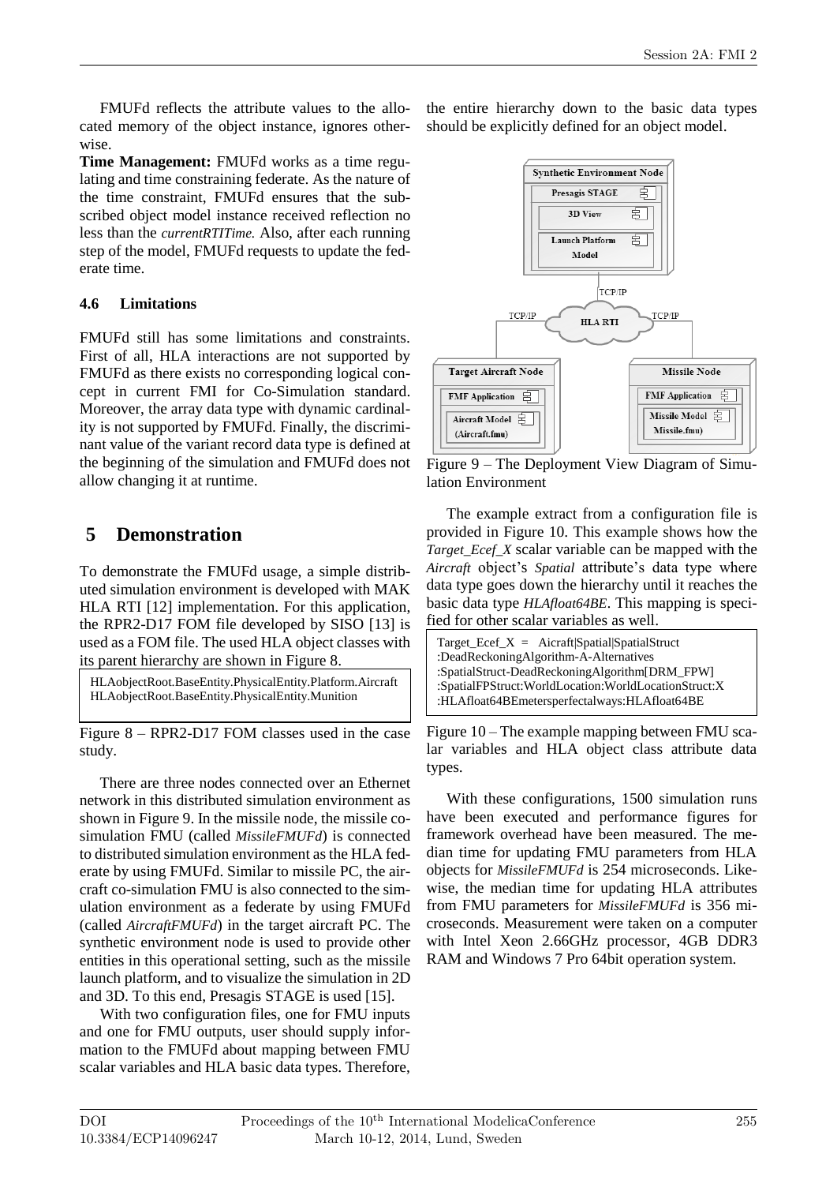FMUFd reflects the attribute values to the allocated memory of the object instance, ignores otherwise.

**Time Management:** FMUFd works as a time regulating and time constraining federate. As the nature of the time constraint, FMUFd ensures that the subscribed object model instance received reflection no less than the *currentRTITime.* Also, after each running step of the model, FMUFd requests to update the federate time.

### 4.6 Limitations

FMUFd still has some limitations and constraints. First of all, HLA interactions are not supported by FMUFd as there exists no corresponding logical concept in current FMI for Co-Simulation standard. Moreover, the array data type with dynamic cardinality is not supported by FMUFd. Finally, the discriminant value of the variant record data type is defined at the beginning of the simulation and FMUFd does not allow changing it at runtime.

## 5 Demonstration

To demonstrate the FMUFd usage, a simple distributed simulation environment is developed with MAK HLA RTI [12] implementation. For this application, the RPR2-D17 FOM file developed by SISO [13] is used as a FOM file. The used HLA object classes with its parent hierarchy are shown in Figure 8.

```
HLAobjectRoot.BaseEntity.PhysicalEntity.Platform.Aircraft
HLAobjectRoot.BaseEntity.PhysicalEntity.Munition
```

Figure 8 – RPR2-D17 FOM classes used in the case study.

There are three nodes connected over an Ethernet network in this distributed simulation environment as shown in Figure 9. In the missile node, the missile co-simulation FMU (called *MissileFMUFd*) is connected to distributed simulation environment as the HLA federate by using FMUFd. Similar to missile PC, the aircraft co-simulation FMU is also connected to the simulation environment as a federate by using FMUFd (called *AircraftFMUFd*) in the target aircraft PC. The synthetic environment node is used to provide other entities in this operational setting, such as the missile launch platform, and to visualize the simulation in 2D and 3D. To this end, Presagis STAGE is used [15].

With two configuration files, one for FMU inputs and one for FMU outputs, user should supply information to the FMUFd about mapping between FMU scalar variables and HLA basic data types. Therefore, the entire hierarchy down to the basic data types should be explicitly defined for an object model.

Figure 9 – The Deployment View Diagram of Simulation Environment

The example extract from a configuration file is provided in Figure 10. This example shows how the *Target_Ecef_X* scalar variable can be mapped with the *Aircraft* object's *Spatial* attribute's data type where data type goes down the hierarchy until it reaches the basic data type *HLAfloat64BE*. This mapping is specified for other scalar variables as well.

```
Target_Ecef_X = Aicraft|Spatial|SpatialStruct
:DeadReckoningAlgorithm-A-Alternatives
:SpatialStruct-DeadReckoningAlgorithm[DRM_FPW]
:SpatialFPStruct:WorldLocation:WorldLocationStruct:X
:HLAfloat64BEmetersperfectalways:HLAfloat64BE
```

Figure 10 – The example mapping between FMU scalar variables and HLA object class attribute data types.

With these configurations, 1500 simulation runs have been executed and performance figures for framework overhead have been measured. The median time for updating FMU parameters from HLA objects for *MissileFMUFd* is 254 microseconds. Likewise, the median time for updating HLA attributes from FMU parameters for *MissileFMUFd* is 356 microseconds. Measurement were taken on a computer with Intel Xeon 2.66GHz processor, 4GB DDR3 RAM and Windows 7 Pro 64bit operation system.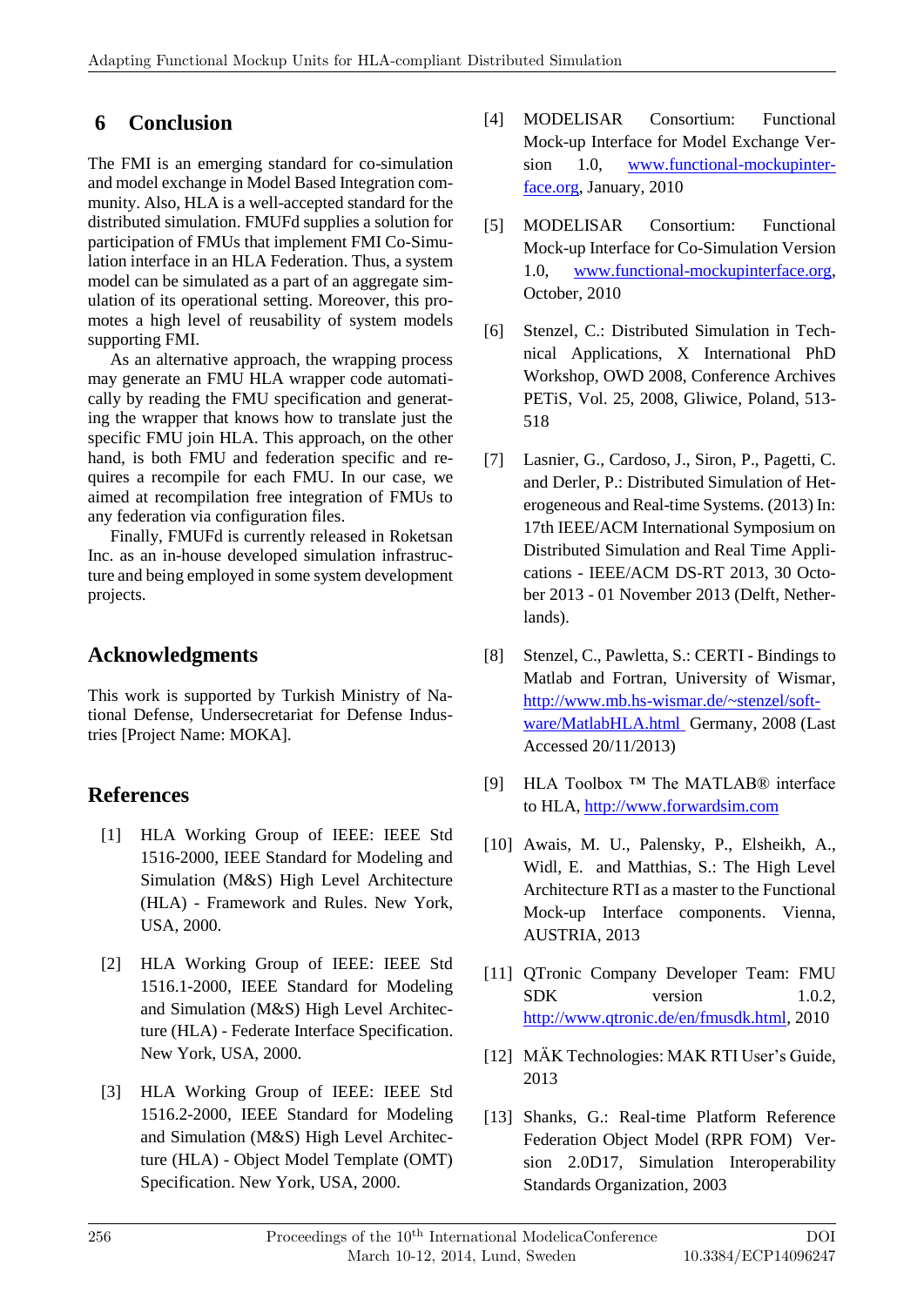## 6 Conclusion

The FMI is an emerging standard for co-simulation and model exchange in Model Based Integration community. Also, HLA is a well-accepted standard for the distributed simulation. FMUFd supplies a solution for participation of FMUs that implement FMI Co-Simulation interface in an HLA Federation. Thus, a system model can be simulated as a part of an aggregate simulation of its operational setting. Moreover, this promotes a high level of reusability of system models supporting FMI.

As an alternative approach, the wrapping process may generate an FMU HLA wrapper code automatically by reading the FMU specification and generating the wrapper that knows how to translate just the specific FMU join HLA. This approach, on the other hand, is both FMU and federation specific and requires a recompile for each FMU. In our case, we aimed at recompilation free integration of FMUs to any federation via configuration files.

Finally, FMUFd is currently released in Roketsan Inc. as an in-house developed simulation infrastructure and being employed in some system development projects.

## Acknowledgments

This work is supported by Turkish Ministry of National Defense, Undersecretariat for Defense Industries [Project Name: MOKA].

## References

[1] HLA Working Group of IEEE: IEEE Std 1516-2000, IEEE Standard for Modeling and Simulation (M&S) High Level Architecture (HLA) - Framework and Rules. New York, USA, 2000.

[2] HLA Working Group of IEEE: IEEE Std 1516.1-2000, IEEE Standard for Modeling and Simulation (M&S) High Level Architecture (HLA) - Federate Interface Specification. New York, USA, 2000.

[3] HLA Working Group of IEEE: IEEE Std 1516.2-2000, IEEE Standard for Modeling and Simulation (M&S) High Level Architecture (HLA) - Object Model Template (OMT) Specification. New York, USA, 2000.

[4] MODELISAR Consortium: Functional Mock-up Interface for Model Exchange Version 1.0, www.functional-mockupinterface.org, January, 2010

[5] MODELISAR Consortium: Functional Mock-up Interface for Co-Simulation Version 1.0, www.functional-mockupinterface.org, October, 2010

[6] Stenzel, C.: Distributed Simulation in Technical Applications, X International PhD Workshop, OWD 2008, Conference Archives PETiS, Vol. 25, 2008, Gliwice, Poland, 513-518

[7] Lasnier, G., Cardoso, J., Siron, P., Pagetti, C. and Derler, P.: Distributed Simulation of Heterogeneous and Real-time Systems. (2013) In: 17th IEEE/ACM International Symposium on Distributed Simulation and Real Time Applications - IEEE/ACM DS-RT 2013, 30 October 2013 - 01 November 2013 (Delft, Netherlands).

[8] Stenzel, C., Pawletta, S.: CERTI - Bindings to Matlab and Fortran, University of Wismar, http://www.mb.hs-wismar.de/~stenzel/software/MatlabHLA.html Germany, 2008 (Last Accessed 20/11/2013)

[9] HLA Toolbox ™ The MATLAB® interface to HLA, http://www.forwardsim.com

[10] Awais, M. U., Palensky, P., Elsheikh, A., Widl, E. and Matthias, S.: The High Level Architecture RTI as a master to the Functional Mock-up Interface components. Vienna, AUSTRIA, 2013

[11] QTronic Company Developer Team: FMU SDK version 1.0.2, http://www.qtronic.de/en/fmusdk.html, 2010

[12] MÄK Technologies: MAK RTI User's Guide, 2013

[13] Shanks, G.: Real-time Platform Reference Federation Object Model (RPR FOM) Version 2.0D17, Simulation Interoperability Standards Organization, 2003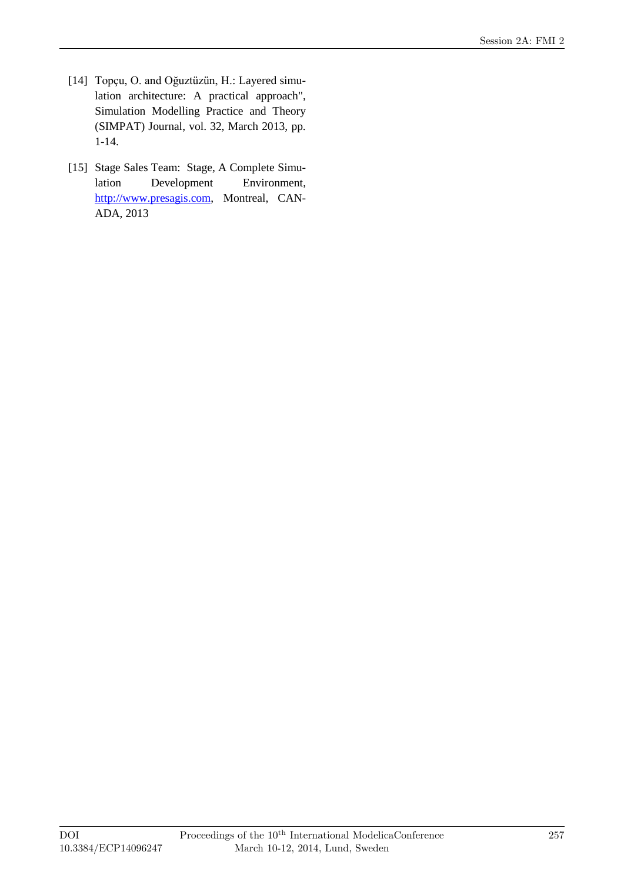[14] Topçu, O. and Oğuztüzün, H.: Layered simulation architecture: A practical approach", Simulation Modelling Practice and Theory (SIMPAT) Journal, vol. 32, March 2013, pp. 1-14.

[15] Stage Sales Team: Stage, A Complete Simulation Development Environment, http://www.presagis.com, Montreal, CANADA, 2013